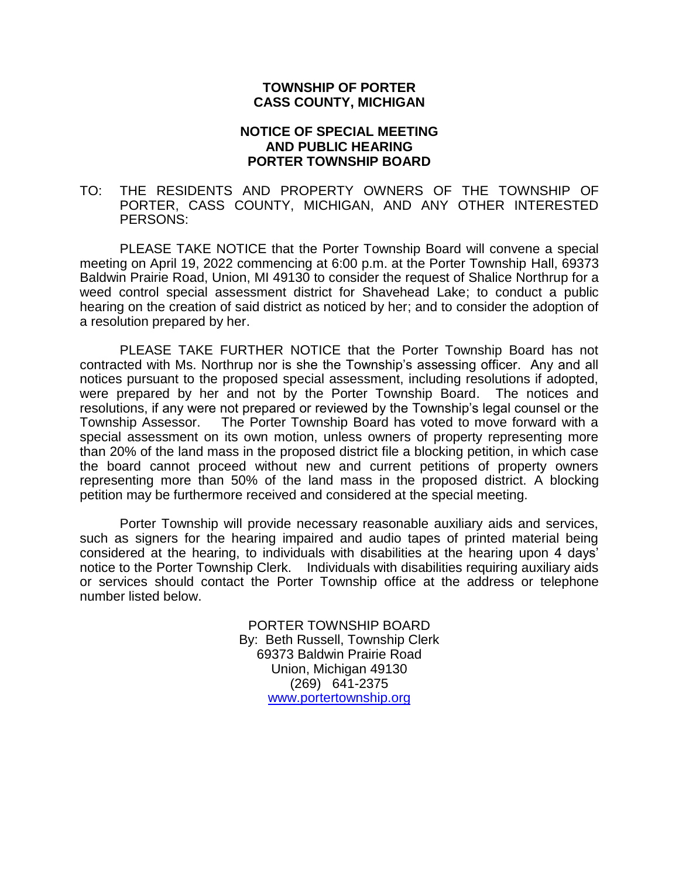**TOWNSHIP OF PORTER**
**CASS COUNTY, MICHIGAN**

**NOTICE OF SPECIAL MEETING**
**AND PUBLIC HEARING**
**PORTER TOWNSHIP BOARD**

TO: THE RESIDENTS AND PROPERTY OWNERS OF THE TOWNSHIP OF PORTER, CASS COUNTY, MICHIGAN, AND ANY OTHER INTERESTED PERSONS:

PLEASE TAKE NOTICE that the Porter Township Board will convene a special meeting on April 19, 2022 commencing at 6:00 p.m. at the Porter Township Hall, 69373 Baldwin Prairie Road, Union, MI 49130 to consider the request of Shalice Northrup for a weed control special assessment district for Shavehead Lake; to conduct a public hearing on the creation of said district as noticed by her; and to consider the adoption of a resolution prepared by her.

PLEASE TAKE FURTHER NOTICE that the Porter Township Board has not contracted with Ms. Northrup nor is she the Township's assessing officer. Any and all notices pursuant to the proposed special assessment, including resolutions if adopted, were prepared by her and not by the Porter Township Board. The notices and resolutions, if any were not prepared or reviewed by the Township's legal counsel or the Township Assessor. The Porter Township Board has voted to move forward with a special assessment on its own motion, unless owners of property representing more than 20% of the land mass in the proposed district file a blocking petition, in which case the board cannot proceed without new and current petitions of property owners representing more than 50% of the land mass in the proposed district. A blocking petition may be furthermore received and considered at the special meeting.

Porter Township will provide necessary reasonable auxiliary aids and services, such as signers for the hearing impaired and audio tapes of printed material being considered at the hearing, to individuals with disabilities at the hearing upon 4 days' notice to the Porter Township Clerk. Individuals with disabilities requiring auxiliary aids or services should contact the Porter Township office at the address or telephone number listed below.

PORTER TOWNSHIP BOARD
By: Beth Russell, Township Clerk
69373 Baldwin Prairie Road
Union, Michigan 49130
(269) 641-2375
www.portertownship.org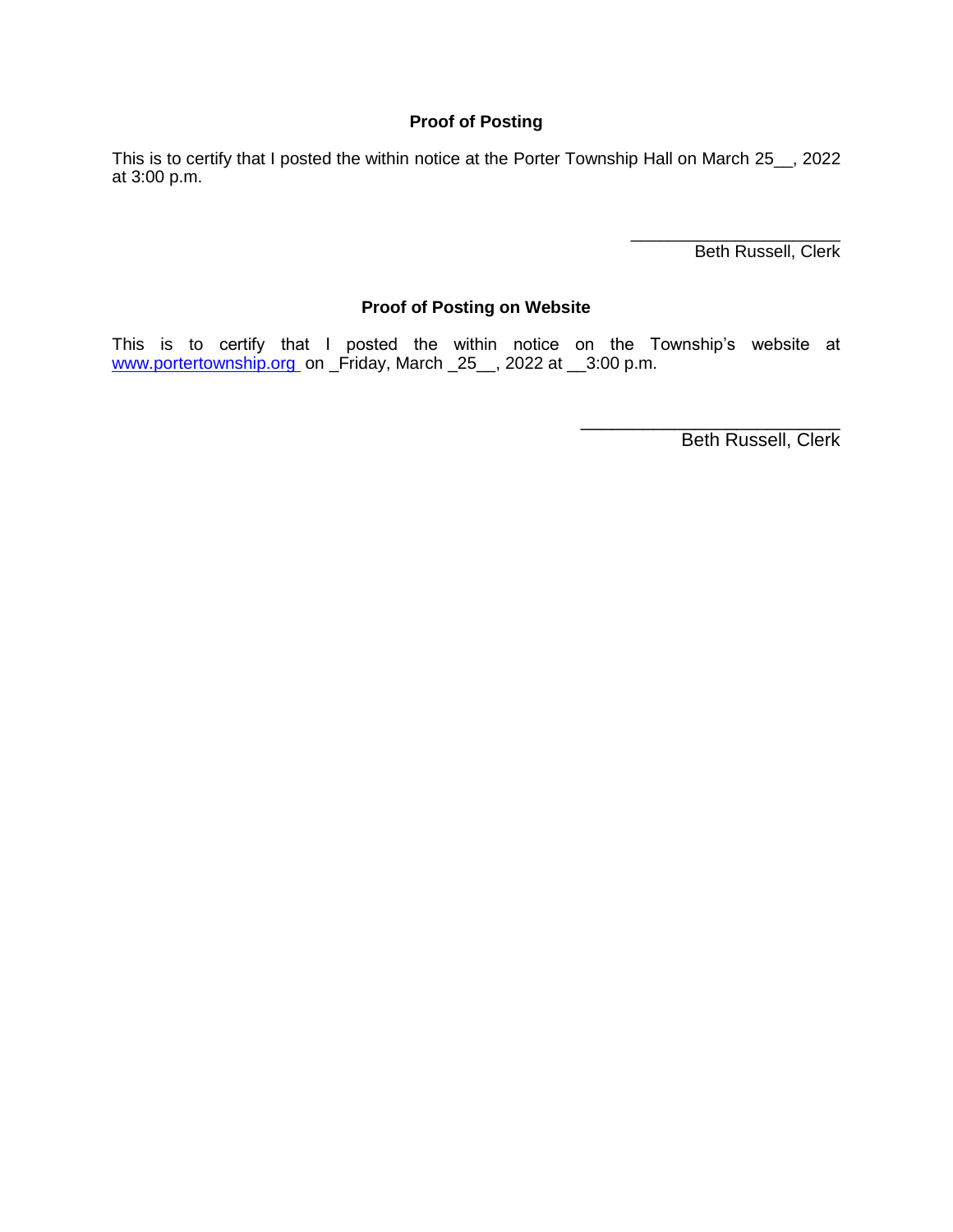**Proof of Posting**

This is to certify that I posted the within notice at the Porter Township Hall on March 25__, 2022 at 3:00 p.m.

_____________________
Beth Russell, Clerk

**Proof of Posting on Website**

This is to certify that I posted the within notice on the Township's website at [www.portertownship.org](http://www.portertownship.org) on _Friday, March _25__, 2022 at __3:00 p.m.

_________________________
Beth Russell, Clerk